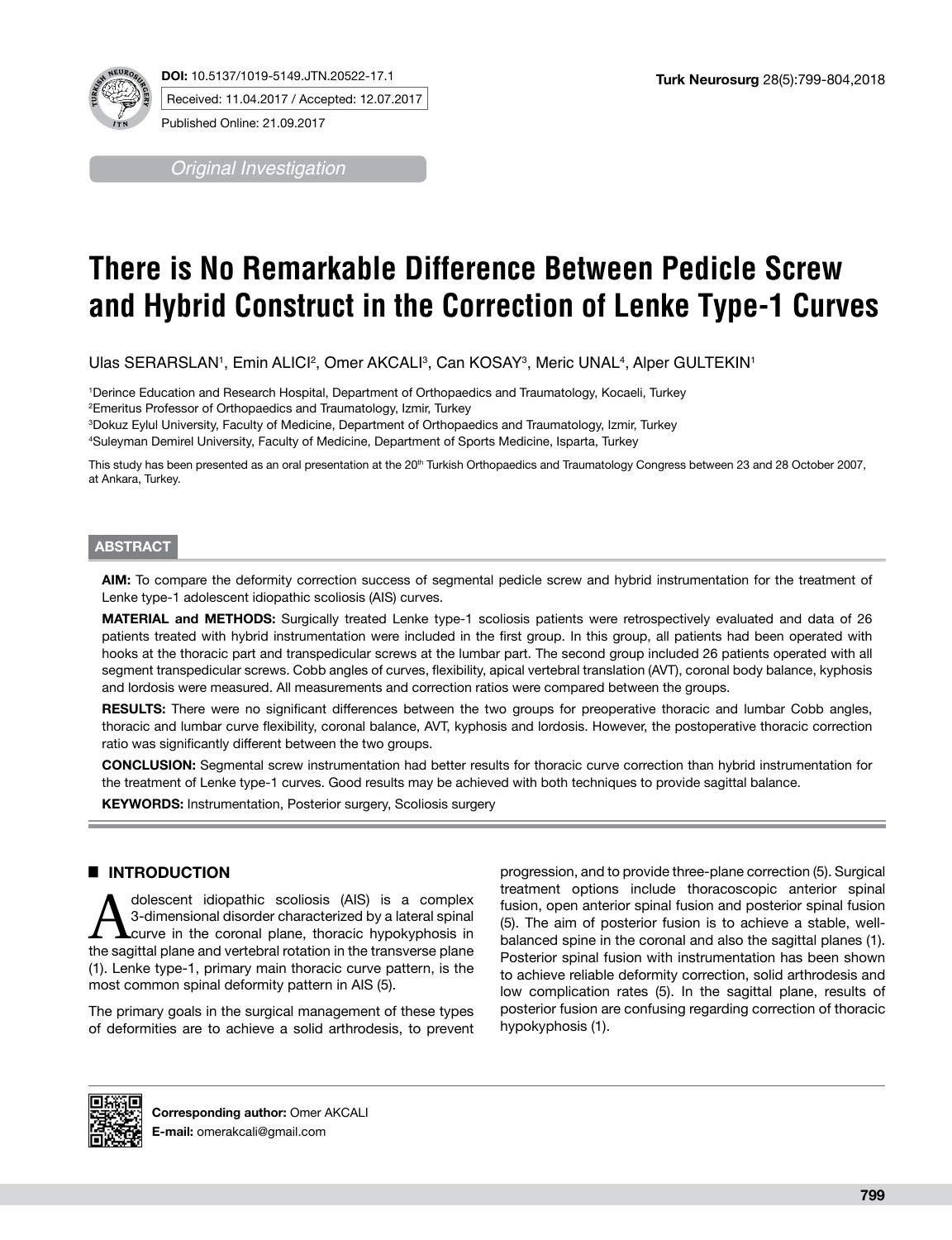**DOI:** 10.5137/1019-5149.JTN.20522-17.1

Received: 11.04.2017 / Accepted: 12.07.2017

Published Online: 21.09.2017

*Original Investigation*

# There is No Remarkable Difference Between Pedicle Screw and Hybrid Construct in the Correction of Lenke Type-1 Curves

Ulas SERARSLAN[1], Emin ALICI[2], Omer AKCALI[3], Can KOSAY[3], Meric UNAL[4], Alper GULTEKIN[1]

[1]Derince Education and Research Hospital, Department of Orthopaedics and Traumatology, Kocaeli, Turkey
[2]Emeritus Professor of Orthopaedics and Traumatology, Izmir, Turkey
[3]Dokuz Eylul University, Faculty of Medicine, Department of Orthopaedics and Traumatology, Izmir, Turkey
[4]Suleyman Demirel University, Faculty of Medicine, Department of Sports Medicine, Isparta, Turkey

This study has been presented as an oral presentation at the 20th Turkish Orthopaedics and Traumatology Congress between 23 and 28 October 2007, at Ankara, Turkey.

## ABSTRACT

**AIM:** To compare the deformity correction success of segmental pedicle screw and hybrid instrumentation for the treatment of Lenke type-1 adolescent idiopathic scoliosis (AIS) curves.

**MATERIAL and METHODS:** Surgically treated Lenke type-1 scoliosis patients were retrospectively evaluated and data of 26 patients treated with hybrid instrumentation were included in the first group. In this group, all patients had been operated with hooks at the thoracic part and transpedicular screws at the lumbar part. The second group included 26 patients operated with all segment transpedicular screws. Cobb angles of curves, flexibility, apical vertebral translation (AVT), coronal body balance, kyphosis and lordosis were measured. All measurements and correction ratios were compared between the groups.

**RESULTS:** There were no significant differences between the two groups for preoperative thoracic and lumbar Cobb angles, thoracic and lumbar curve flexibility, coronal balance, AVT, kyphosis and lordosis. However, the postoperative thoracic correction ratio was significantly different between the two groups.

**CONCLUSION:** Segmental screw instrumentation had better results for thoracic curve correction than hybrid instrumentation for the treatment of Lenke type-1 curves. Good results may be achieved with both techniques to provide sagittal balance.

**KEYWORDS:** Instrumentation, Posterior surgery, Scoliosis surgery

## INTRODUCTION

Adolescent idiopathic scoliosis (AIS) is a complex 3-dimensional disorder characterized by a lateral spinal curve in the coronal plane, thoracic hypokyphosis in the sagittal plane and vertebral rotation in the transverse plane (1). Lenke type-1, primary main thoracic curve pattern, is the most common spinal deformity pattern in AIS (5).

The primary goals in the surgical management of these types of deformities are to achieve a solid arthrodesis, to prevent progression, and to provide three-plane correction (5). Surgical treatment options include thoracoscopic anterior spinal fusion, open anterior spinal fusion and posterior spinal fusion (5). The aim of posterior fusion is to achieve a stable, well-balanced spine in the coronal and also the sagittal planes (1). Posterior spinal fusion with instrumentation has been shown to achieve reliable deformity correction, solid arthrodesis and low complication rates (5). In the sagittal plane, results of posterior fusion are confusing regarding correction of thoracic hypokyphosis (1).

**Corresponding author:** Omer AKCALI
**E-mail:** omerakcali@gmail.com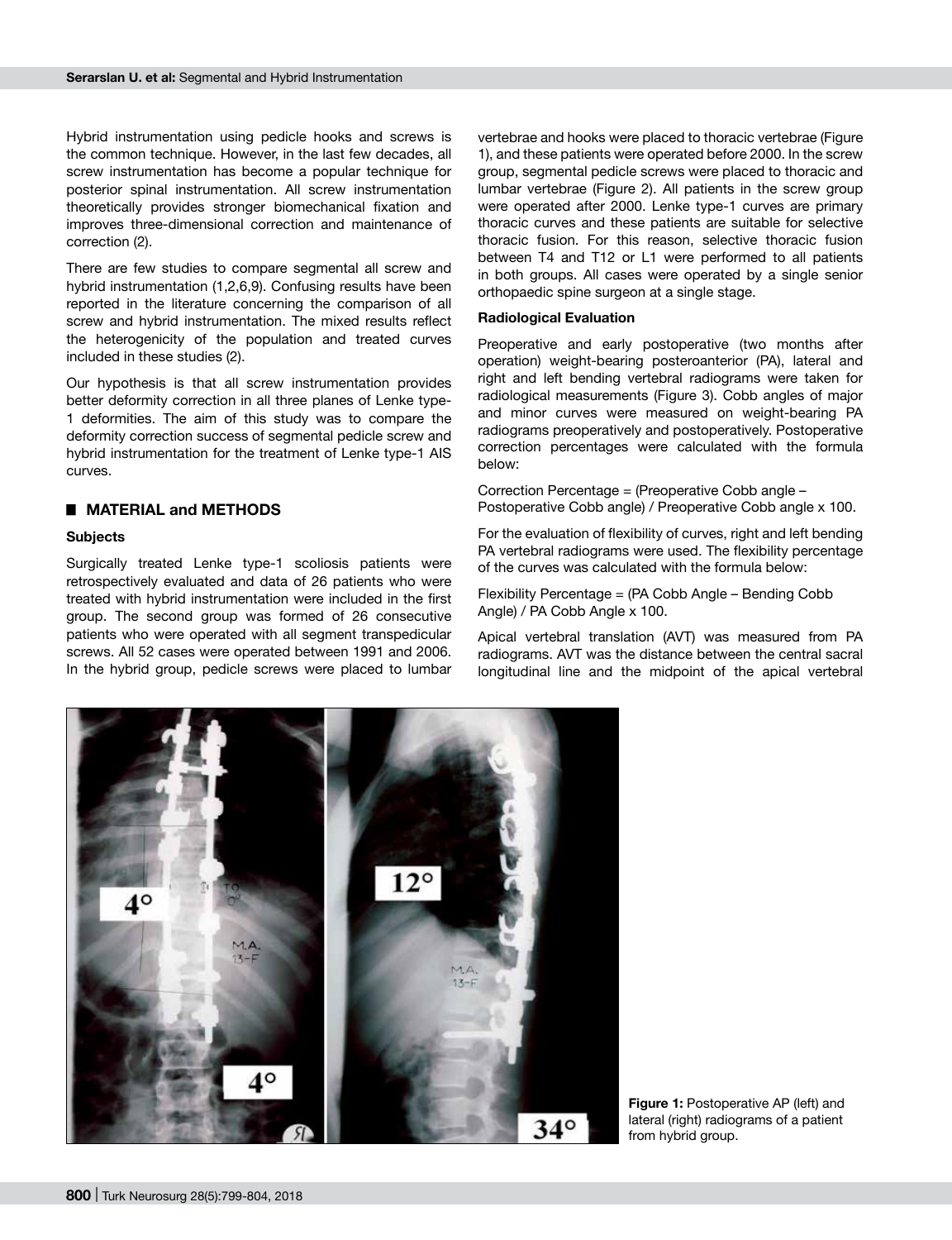Hybrid instrumentation using pedicle hooks and screws is the common technique. However, in the last few decades, all screw instrumentation has become a popular technique for posterior spinal instrumentation. All screw instrumentation theoretically provides stronger biomechanical fixation and improves three-dimensional correction and maintenance of correction (2).

There are few studies to compare segmental all screw and hybrid instrumentation (1,2,6,9). Confusing results have been reported in the literature concerning the comparison of all screw and hybrid instrumentation. The mixed results reflect the heterogenicity of the population and treated curves included in these studies (2).

Our hypothesis is that all screw instrumentation provides better deformity correction in all three planes of Lenke type-1 deformities. The aim of this study was to compare the deformity correction success of segmental pedicle screw and hybrid instrumentation for the treatment of Lenke type-1 AIS curves.

## MATERIAL and METHODS

### Subjects

Surgically treated Lenke type-1 scoliosis patients were retrospectively evaluated and data of 26 patients who were treated with hybrid instrumentation were included in the first group. The second group was formed of 26 consecutive patients who were operated with all segment transpedicular screws. All 52 cases were operated between 1991 and 2006. In the hybrid group, pedicle screws were placed to lumbar vertebrae and hooks were placed to thoracic vertebrae (Figure 1), and these patients were operated before 2000. In the screw group, segmental pedicle screws were placed to thoracic and lumbar vertebrae (Figure 2). All patients in the screw group were operated after 2000. Lenke type-1 curves are primary thoracic curves and these patients are suitable for selective thoracic fusion. For this reason, selective thoracic fusion between T4 and T12 or L1 were performed to all patients in both groups. All cases were operated by a single senior orthopaedic spine surgeon at a single stage.

### Radiological Evaluation

Preoperative and early postoperative (two months after operation) weight-bearing posteroanterior (PA), lateral and right and left bending vertebral radiograms were taken for radiological measurements (Figure 3). Cobb angles of major and minor curves were measured on weight-bearing PA radiograms preoperatively and postoperatively. Postoperative correction percentages were calculated with the formula below:

Correction Percentage = (Preoperative Cobb angle – Postoperative Cobb angle) / Preoperative Cobb angle x 100.

For the evaluation of flexibility of curves, right and left bending PA vertebral radiograms were used. The flexibility percentage of the curves was calculated with the formula below:

Flexibility Percentage = (PA Cobb Angle – Bending Cobb Angle) / PA Cobb Angle x 100.

Apical vertebral translation (AVT) was measured from PA radiograms. AVT was the distance between the central sacral longitudinal line and the midpoint of the apical vertebral

**Figure 1:** Postoperative AP (left) and lateral (right) radiograms of a patient from hybrid group.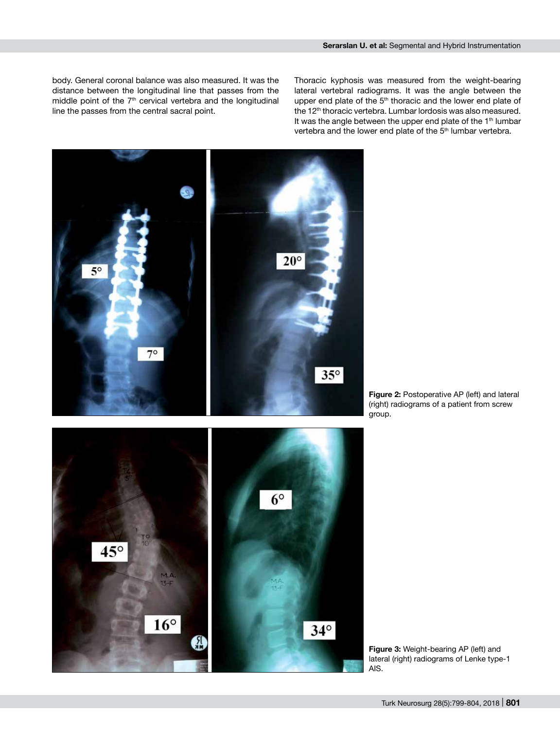body. General coronal balance was also measured. It was the distance between the longitudinal line that passes from the middle point of the 7th cervical vertebra and the longitudinal line the passes from the central sacral point.

Thoracic kyphosis was measured from the weight-bearing lateral vertebral radiograms. It was the angle between the upper end plate of the 5th thoracic and the lower end plate of the 12th thoracic vertebra. Lumbar lordosis was also measured. It was the angle between the upper end plate of the 1th lumbar vertebra and the lower end plate of the 5th lumbar vertebra.

**Figure 2:** Postoperative AP (left) and lateral (right) radiograms of a patient from screw group.

**Figure 3:** Weight-bearing AP (left) and lateral (right) radiograms of Lenke type-1 AIS.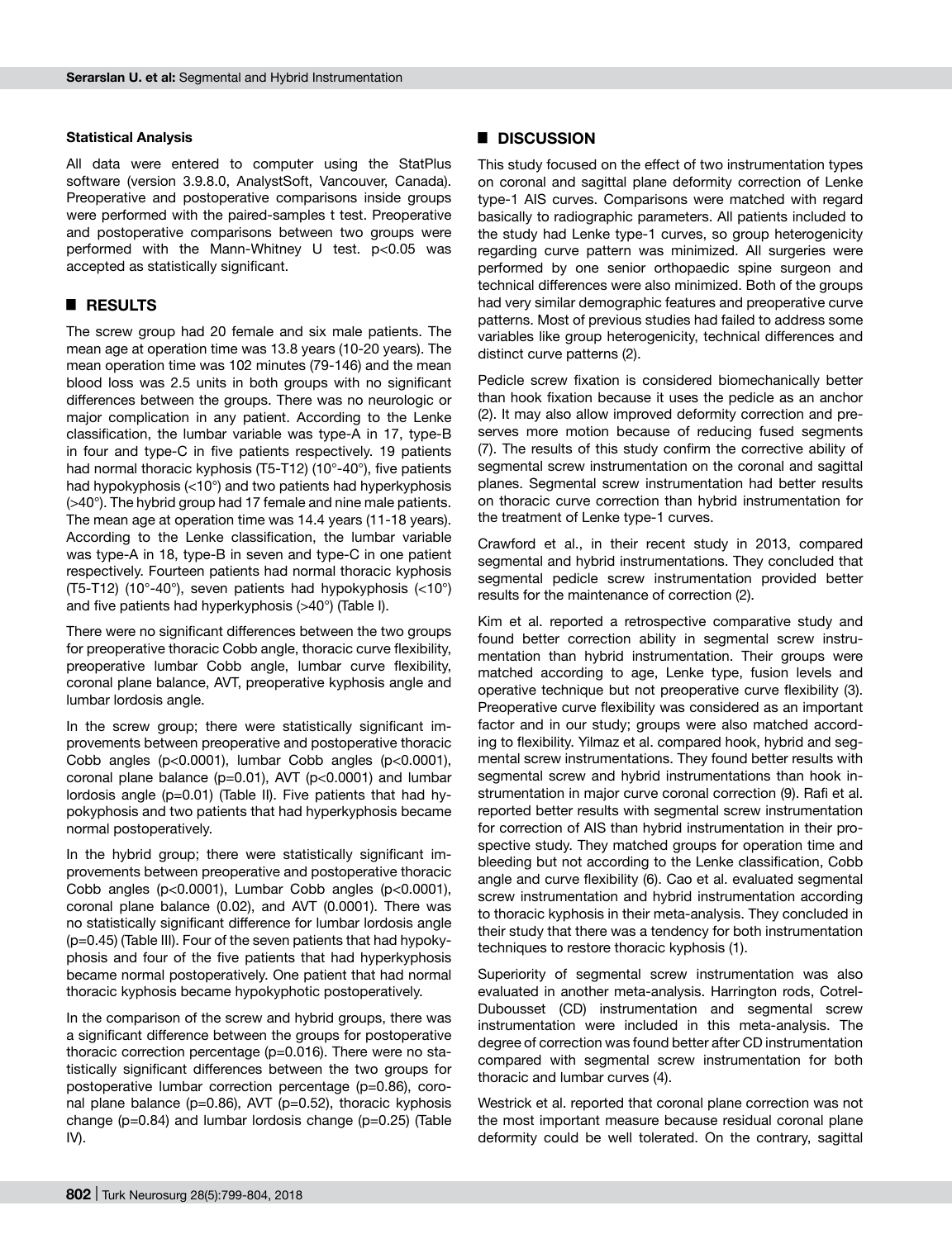### Statistical Analysis

All data were entered to computer using the StatPlus software (version 3.9.8.0, AnalystSoft, Vancouver, Canada). Preoperative and postoperative comparisons inside groups were performed with the paired-samples t test. Preoperative and postoperative comparisons between two groups were performed with the Mann-Whitney U test. $p<0.05$ was accepted as statistically significant.

## RESULTS

The screw group had 20 female and six male patients. The mean age at operation time was 13.8 years (10-20 years). The mean operation time was 102 minutes (79-146) and the mean blood loss was 2.5 units in both groups with no significant differences between the groups. There was no neurologic or major complication in any patient. According to the Lenke classification, the lumbar variable was type-A in 17, type-B in four and type-C in five patients respectively. 19 patients had normal thoracic kyphosis (T5-T12) (10°-40°), five patients had hypokyphosis (<10°) and two patients had hyperkyphosis (>40°). The hybrid group had 17 female and nine male patients. The mean age at operation time was 14.4 years (11-18 years). According to the Lenke classification, the lumbar variable was type-A in 18, type-B in seven and type-C in one patient respectively. Fourteen patients had normal thoracic kyphosis (T5-T12) (10°-40°), seven patients had hypokyphosis (<10°) and five patients had hyperkyphosis (>40°) (Table I).

There were no significant differences between the two groups for preoperative thoracic Cobb angle, thoracic curve flexibility, preoperative lumbar Cobb angle, lumbar curve flexibility, coronal plane balance, AVT, preoperative kyphosis angle and lumbar lordosis angle.

In the screw group; there were statistically significant improvements between preoperative and postoperative thoracic Cobb angles ($p<0.0001$), lumbar Cobb angles ($p<0.0001$), coronal plane balance ($p=0.01$), AVT ($p<0.0001$) and lumbar lordosis angle ($p=0.01$) (Table II). Five patients that had hypokyphosis and two patients that had hyperkyphosis became normal postoperatively.

In the hybrid group; there were statistically significant improvements between preoperative and postoperative thoracic Cobb angles ($p<0.0001$), Lumbar Cobb angles ($p<0.0001$), coronal plane balance (0.02), and AVT (0.0001). There was no statistically significant difference for lumbar lordosis angle ($p=0.45$) (Table III). Four of the seven patients that had hypokyphosis and four of the five patients that had hyperkyphosis became normal postoperatively. One patient that had normal thoracic kyphosis became hypokyphotic postoperatively.

In the comparison of the screw and hybrid groups, there was a significant difference between the groups for postoperative thoracic correction percentage ($p=0.016$). There were no statistically significant differences between the two groups for postoperative lumbar correction percentage ($p=0.86$), coronal plane balance ($p=0.86$), AVT ($p=0.52$), thoracic kyphosis change ($p=0.84$) and lumbar lordosis change ($p=0.25$) (Table IV).

## DISCUSSION

This study focused on the effect of two instrumentation types on coronal and sagittal plane deformity correction of Lenke type-1 AIS curves. Comparisons were matched with regard basically to radiographic parameters. All patients included to the study had Lenke type-1 curves, so group heterogenicity regarding curve pattern was minimized. All surgeries were performed by one senior orthopaedic spine surgeon and technical differences were also minimized. Both of the groups had very similar demographic features and preoperative curve patterns. Most of previous studies had failed to address some variables like group heterogenicity, technical differences and distinct curve patterns (2).

Pedicle screw fixation is considered biomechanically better than hook fixation because it uses the pedicle as an anchor (2). It may also allow improved deformity correction and preserves more motion because of reducing fused segments (7). The results of this study confirm the corrective ability of segmental screw instrumentation on the coronal and sagittal planes. Segmental screw instrumentation had better results on thoracic curve correction than hybrid instrumentation for the treatment of Lenke type-1 curves.

Crawford et al., in their recent study in 2013, compared segmental and hybrid instrumentations. They concluded that segmental pedicle screw instrumentation provided better results for the maintenance of correction (2).

Kim et al. reported a retrospective comparative study and found better correction ability in segmental screw instrumentation than hybrid instrumentation. Their groups were matched according to age, Lenke type, fusion levels and operative technique but not preoperative curve flexibility (3). Preoperative curve flexibility was considered as an important factor and in our study; groups were also matched according to flexibility. Yilmaz et al. compared hook, hybrid and segmental screw instrumentations. They found better results with segmental screw and hybrid instrumentations than hook instrumentation in major curve coronal correction (9). Rafi et al. reported better results with segmental screw instrumentation for correction of AIS than hybrid instrumentation in their prospective study. They matched groups for operation time and bleeding but not according to the Lenke classification, Cobb angle and curve flexibility (6). Cao et al. evaluated segmental screw instrumentation and hybrid instrumentation according to thoracic kyphosis in their meta-analysis. They concluded in their study that there was a tendency for both instrumentation techniques to restore thoracic kyphosis (1).

Superiority of segmental screw instrumentation was also evaluated in another meta-analysis. Harrington rods, Cotrel-Dubousset (CD) instrumentation and segmental screw instrumentation were included in this meta-analysis. The degree of correction was found better after CD instrumentation compared with segmental screw instrumentation for both thoracic and lumbar curves (4).

Westrick et al. reported that coronal plane correction was not the most important measure because residual coronal plane deformity could be well tolerated. On the contrary, sagittal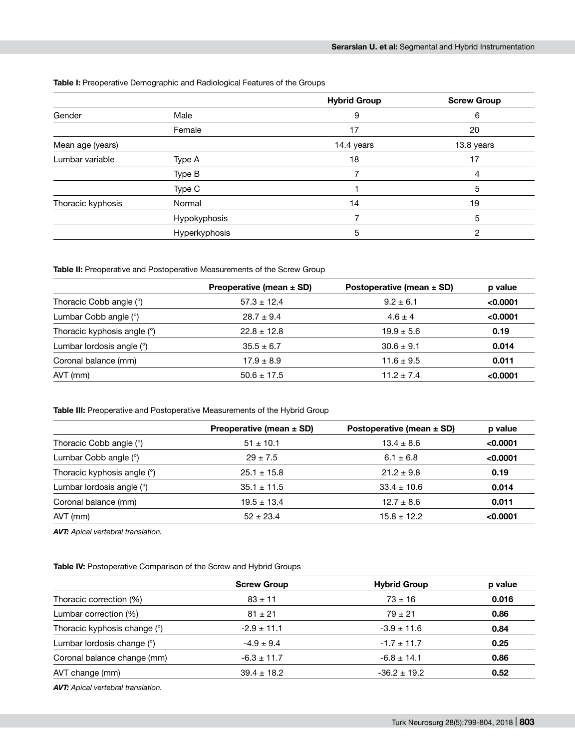**Table I:** Preoperative Demographic and Radiological Features of the Groups

| | | Hybrid Group | Screw Group |
|---|---|---|---|
| Gender | Male | 9 | 6 |
| | Female | 17 | 20 |
| Mean age (years) | | 14.4 years | 13.8 years |
| Lumbar variable | Type A | 18 | 17 |
| | Type B | 7 | 4 |
| | Type C | 1 | 5 |
| Thoracic kyphosis | Normal | 14 | 19 |
| | Hypokyphosis | 7 | 5 |
| | Hyperkyphosis | 5 | 2 |

**Table II:** Preoperative and Postoperative Measurements of the Screw Group

| | Preoperative (mean ± SD) | Postoperative (mean ± SD) | p value |
|---|---|---|---|
| Thoracic Cobb angle (°) | 57.3 ± 12.4 | 9.2 ± 6.1 | **<0.0001** |
| Lumbar Cobb angle (°) | 28.7 ± 9.4 | 4.6 ± 4 | **<0.0001** |
| Thoracic kyphosis angle (°) | 22.8 ± 12.8 | 19.9 ± 5.6 | **0.19** |
| Lumbar lordosis angle (°) | 35.5 ± 6.7 | 30.6 ± 9.1 | **0.014** |
| Coronal balance (mm) | 17.9 ± 8.9 | 11.6 ± 9.5 | **0.011** |
| AVT (mm) | 50.6 ± 17.5 | 11.2 ± 7.4 | **<0.0001** |

**Table III:** Preoperative and Postoperative Measurements of the Hybrid Group

| | Preoperative (mean ± SD) | Postoperative (mean ± SD) | p value |
|---|---|---|---|
| Thoracic Cobb angle (°) | 51 ± 10.1 | 13.4 ± 8.6 | **<0.0001** |
| Lumbar Cobb angle (°) | 29 ± 7.5 | 6.1 ± 6.8 | **<0.0001** |
| Thoracic kyphosis angle (°) | 25.1 ± 15.8 | 21.2 ± 9.8 | **0.19** |
| Lumbar lordosis angle (°) | 35.1 ± 11.5 | 33.4 ± 10.6 | **0.014** |
| Coronal balance (mm) | 19.5 ± 13.4 | 12.7 ± 8.6 | **0.011** |
| AVT (mm) | 52 ± 23.4 | 15.8 ± 12.2 | **<0.0001** |

***AVT:*** *Apical vertebral translation.*

**Table IV:** Postoperative Comparison of the Screw and Hybrid Groups

| | Screw Group | Hybrid Group | p value |
|---|---|---|---|
| Thoracic correction (%) | 83 ± 11 | 73 ± 16 | **0.016** |
| Lumbar correction (%) | 81 ± 21 | 79 ± 21 | **0.86** |
| Thoracic kyphosis change (°) | -2.9 ± 11.1 | -3.9 ± 11.6 | **0.84** |
| Lumbar lordosis change (°) | -4.9 ± 9.4 | -1.7 ± 11.7 | **0.25** |
| Coronal balance change (mm) | -6.3 ± 11.7 | -6.8 ± 14.1 | **0.86** |
| AVT change (mm) | 39.4 ± 18.2 | -36.2 ± 19.2 | **0.52** |

***AVT:*** *Apical vertebral translation.*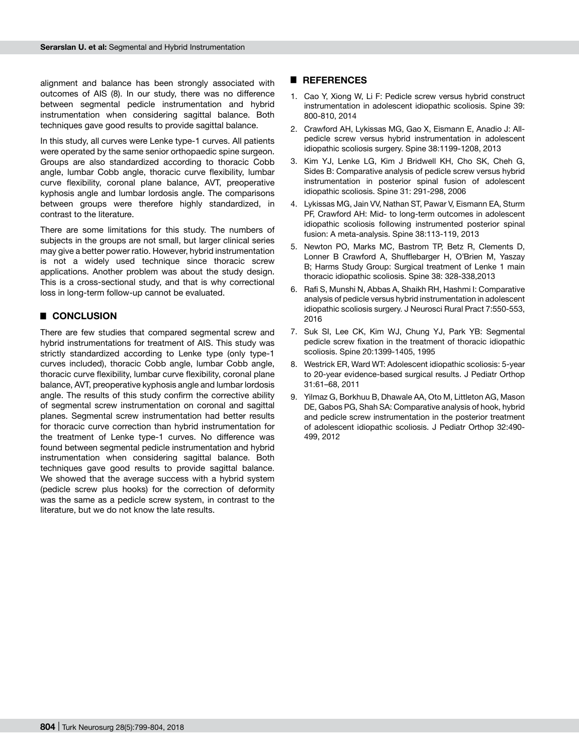alignment and balance has been strongly associated with outcomes of AIS (8). In our study, there was no difference between segmental pedicle instrumentation and hybrid instrumentation when considering sagittal balance. Both techniques gave good results to provide sagittal balance.

In this study, all curves were Lenke type-1 curves. All patients were operated by the same senior orthopaedic spine surgeon. Groups are also standardized according to thoracic Cobb angle, lumbar Cobb angle, thoracic curve flexibility, lumbar curve flexibility, coronal plane balance, AVT, preoperative kyphosis angle and lumbar lordosis angle. The comparisons between groups were therefore highly standardized, in contrast to the literature.

There are some limitations for this study. The numbers of subjects in the groups are not small, but larger clinical series may give a better power ratio. However, hybrid instrumentation is not a widely used technique since thoracic screw applications. Another problem was about the study design. This is a cross-sectional study, and that is why correctional loss in long-term follow-up cannot be evaluated.

## ■ CONCLUSION

There are few studies that compared segmental screw and hybrid instrumentations for treatment of AIS. This study was strictly standardized according to Lenke type (only type-1 curves included), thoracic Cobb angle, lumbar Cobb angle, thoracic curve flexibility, lumbar curve flexibility, coronal plane balance, AVT, preoperative kyphosis angle and lumbar lordosis angle. The results of this study confirm the corrective ability of segmental screw instrumentation on coronal and sagittal planes. Segmental screw instrumentation had better results for thoracic curve correction than hybrid instrumentation for the treatment of Lenke type-1 curves. No difference was found between segmental pedicle instrumentation and hybrid instrumentation when considering sagittal balance. Both techniques gave good results to provide sagittal balance. We showed that the average success with a hybrid system (pedicle screw plus hooks) for the correction of deformity was the same as a pedicle screw system, in contrast to the literature, but we do not know the late results.

## ■ REFERENCES

1. Cao Y, Xiong W, Li F: Pedicle screw versus hybrid construct instrumentation in adolescent idiopathic scoliosis. Spine 39: 800-810, 2014
2. Crawford AH, Lykissas MG, Gao X, Eismann E, Anadio J: All-pedicle screw versus hybrid instrumentation in adolescent idiopathic scoliosis surgery. Spine 38:1199-1208, 2013
3. Kim YJ, Lenke LG, Kim J Bridwell KH, Cho SK, Cheh G, Sides B: Comparative analysis of pedicle screw versus hybrid instrumentation in posterior spinal fusion of adolescent idiopathic scoliosis. Spine 31: 291-298, 2006
4. Lykissas MG, Jain VV, Nathan ST, Pawar V, Eismann EA, Sturm PF, Crawford AH: Mid- to long-term outcomes in adolescent idiopathic scoliosis following instrumented posterior spinal fusion: A meta-analysis. Spine 38:113-119, 2013
5. Newton PO, Marks MC, Bastrom TP, Betz R, Clements D, Lonner B Crawford A, Shufflebarger H, O'Brien M, Yaszay B; Harms Study Group: Surgical treatment of Lenke 1 main thoracic idiopathic scoliosis. Spine 38: 328-338,2013
6. Rafi S, Munshi N, Abbas A, Shaikh RH, Hashmi I: Comparative analysis of pedicle versus hybrid instrumentation in adolescent idiopathic scoliosis surgery. J Neurosci Rural Pract 7:550-553, 2016
7. Suk SI, Lee CK, Kim WJ, Chung YJ, Park YB: Segmental pedicle screw fixation in the treatment of thoracic idiopathic scoliosis. Spine 20:1399-1405, 1995
8. Westrick ER, Ward WT: Adolescent idiopathic scoliosis: 5-year to 20-year evidence-based surgical results. J Pediatr Orthop 31:61–68, 2011
9. Yilmaz G, Borkhuu B, Dhawale AA, Oto M, Littleton AG, Mason DE, Gabos PG, Shah SA: Comparative analysis of hook, hybrid and pedicle screw instrumentation in the posterior treatment of adolescent idiopathic scoliosis. J Pediatr Orthop 32:490-499, 2012